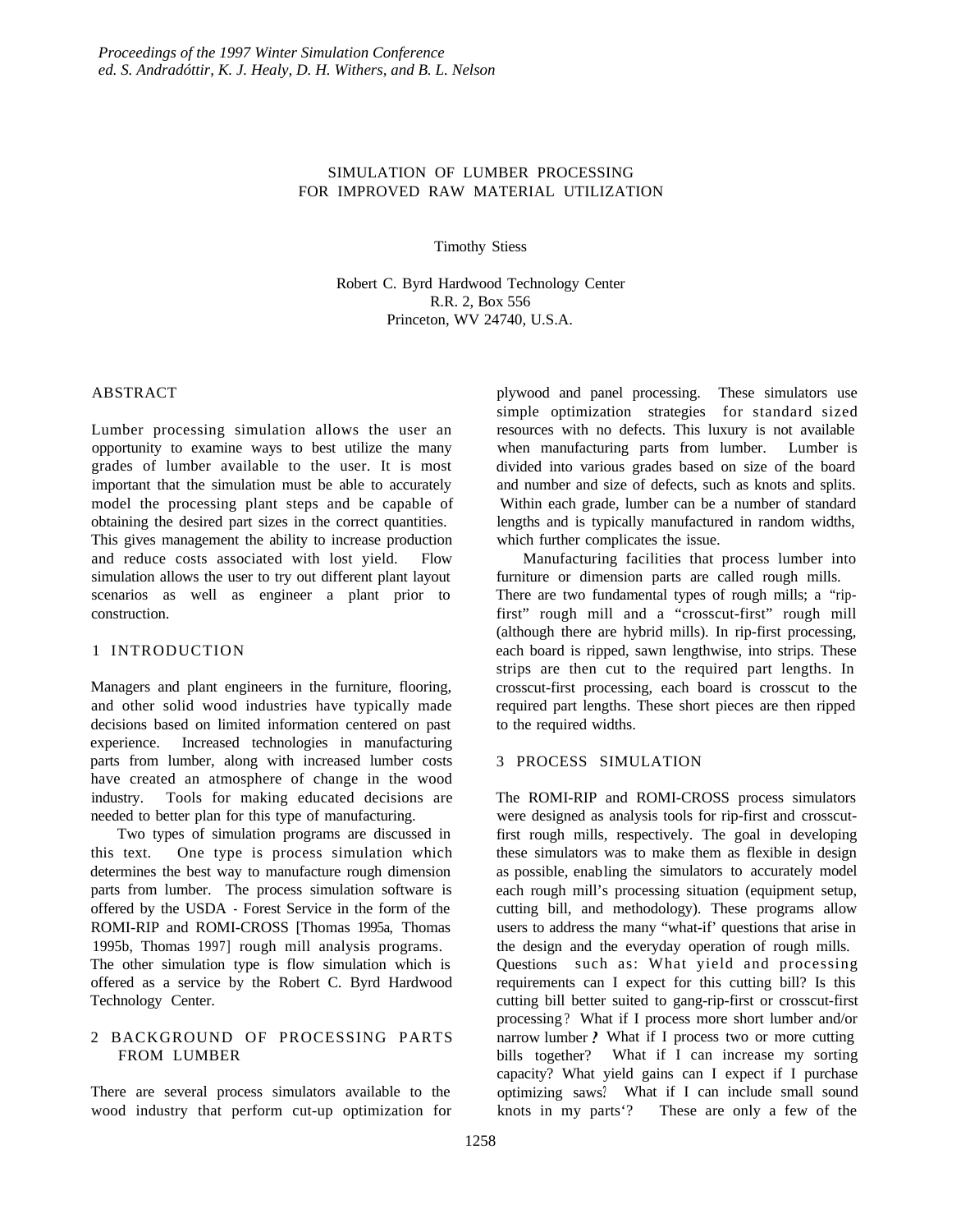# SIMULATION OF LUMBER PROCESSING FOR IMPROVED RAW MATERIAL UTILIZATION

Timothy Stiess

Robert C. Byrd Hardwood Technology Center
R.R. 2, Box 556
Princeton, WV 24740, U.S.A.

## ABSTRACT

Lumber processing simulation allows the user an opportunity to examine ways to best utilize the many grades of lumber available to the user. It is most important that the simulation must be able to accurately model the processing plant steps and be capable of obtaining the desired part sizes in the correct quantities. This gives management the ability to increase production and reduce costs associated with lost yield. Flow simulation allows the user to try out different plant layout scenarios as well as engineer a plant prior to construction.

## 1 INTRODUCTION

Managers and plant engineers in the furniture, flooring, and other solid wood industries have typically made decisions based on limited information centered on past experience. Increased technologies in manufacturing parts from lumber, along with increased lumber costs have created an atmosphere of change in the wood industry. Tools for making educated decisions are needed to better plan for this type of manufacturing.

Two types of simulation programs are discussed in this text. One type is process simulation which determines the best way to manufacture rough dimension parts from lumber. The process simulation software is offered by the USDA - Forest Service in the form of the ROMI-RIP and ROMI-CROSS [Thomas 1995a, Thomas 1995b, Thomas 1997] rough mill analysis programs. The other simulation type is flow simulation which is offered as a service by the Robert C. Byrd Hardwood Technology Center.

## 2 BACKGROUND OF PROCESSING PARTS FROM LUMBER

There are several process simulators available to the wood industry that perform cut-up optimization for plywood and panel processing. These simulators use simple optimization strategies for standard sized resources with no defects. This luxury is not available when manufacturing parts from lumber. Lumber is divided into various grades based on size of the board and number and size of defects, such as knots and splits. Within each grade, lumber can be a number of standard lengths and is typically manufactured in random widths, which further complicates the issue.

Manufacturing facilities that process lumber into furniture or dimension parts are called rough mills. There are two fundamental types of rough mills; a "rip-first" rough mill and a "crosscut-first" rough mill (although there are hybrid mills). In rip-first processing, each board is ripped, sawn lengthwise, into strips. These strips are then cut to the required part lengths. In crosscut-first processing, each board is crosscut to the required part lengths. These short pieces are then ripped to the required widths.

## 3 PROCESS SIMULATION

The ROMI-RIP and ROMI-CROSS process simulators were designed as analysis tools for rip-first and crosscut-first rough mills, respectively. The goal in developing these simulators was to make them as flexible in design as possible, enabling the simulators to accurately model each rough mill's processing situation (equipment setup, cutting bill, and methodology). These programs allow users to address the many "what-if' questions that arise in the design and the everyday operation of rough mills. Questions such as: What yield and processing requirements can I expect for this cutting bill? Is this cutting bill better suited to gang-rip-first or crosscut-first processing? What if I process more short lumber and/or narrow lumber? What if I process two or more cutting bills together? What if I can increase my sorting capacity? What yield gains can I expect if I purchase optimizing saws? What if I can include small sound knots in my parts'? These are only a few of the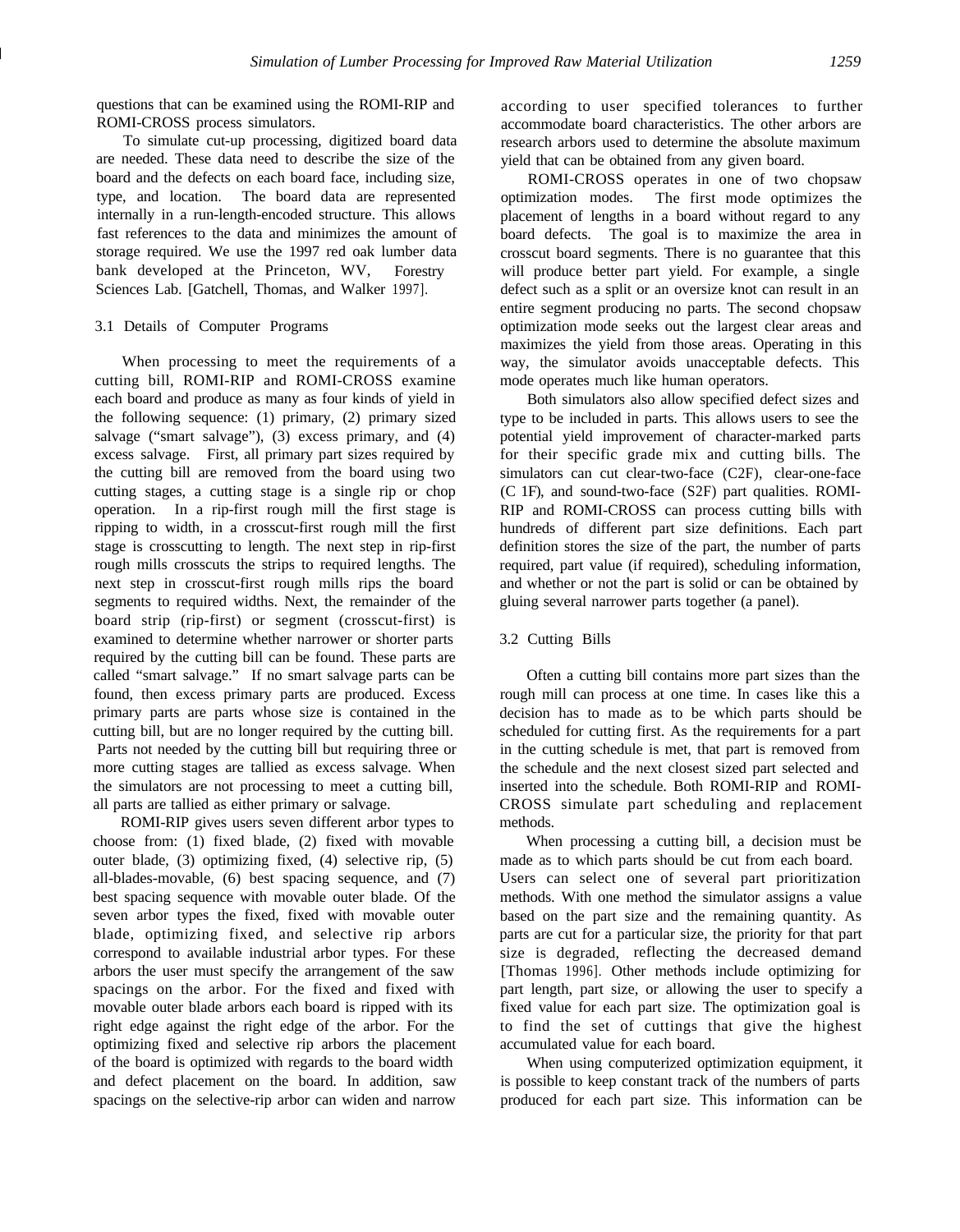questions that can be examined using the ROMI-RIP and ROMI-CROSS process simulators.

To simulate cut-up processing, digitized board data are needed. These data need to describe the size of the board and the defects on each board face, including size, type, and location. The board data are represented internally in a run-length-encoded structure. This allows fast references to the data and minimizes the amount of storage required. We use the 1997 red oak lumber data bank developed at the Princeton, WV, Forestry Sciences Lab. [Gatchell, Thomas, and Walker 1997].

### 3.1 Details of Computer Programs

When processing to meet the requirements of a cutting bill, ROMI-RIP and ROMI-CROSS examine each board and produce as many as four kinds of yield in the following sequence: (1) primary, (2) primary sized salvage ("smart salvage"), (3) excess primary, and (4) excess salvage. First, all primary part sizes required by the cutting bill are removed from the board using two cutting stages, a cutting stage is a single rip or chop operation. In a rip-first rough mill the first stage is ripping to width, in a crosscut-first rough mill the first stage is crosscutting to length. The next step in rip-first rough mills crosscuts the strips to required lengths. The next step in crosscut-first rough mills rips the board segments to required widths. Next, the remainder of the board strip (rip-first) or segment (crosscut-first) is examined to determine whether narrower or shorter parts required by the cutting bill can be found. These parts are called "smart salvage." If no smart salvage parts can be found, then excess primary parts are produced. Excess primary parts are parts whose size is contained in the cutting bill, but are no longer required by the cutting bill. Parts not needed by the cutting bill but requiring three or more cutting stages are tallied as excess salvage. When the simulators are not processing to meet a cutting bill, all parts are tallied as either primary or salvage.

ROMI-RIP gives users seven different arbor types to choose from: (1) fixed blade, (2) fixed with movable outer blade, (3) optimizing fixed, (4) selective rip, (5) all-blades-movable, (6) best spacing sequence, and (7) best spacing sequence with movable outer blade. Of the seven arbor types the fixed, fixed with movable outer blade, optimizing fixed, and selective rip arbors correspond to available industrial arbor types. For these arbors the user must specify the arrangement of the saw spacings on the arbor. For the fixed and fixed with movable outer blade arbors each board is ripped with its right edge against the right edge of the arbor. For the optimizing fixed and selective rip arbors the placement of the board is optimized with regards to the board width and defect placement on the board. In addition, saw spacings on the selective-rip arbor can widen and narrow according to user specified tolerances to further accommodate board characteristics. The other arbors are research arbors used to determine the absolute maximum yield that can be obtained from any given board.

ROMI-CROSS operates in one of two chopsaw optimization modes. The first mode optimizes the placement of lengths in a board without regard to any board defects. The goal is to maximize the area in crosscut board segments. There is no guarantee that this will produce better part yield. For example, a single defect such as a split or an oversize knot can result in an entire segment producing no parts. The second chopsaw optimization mode seeks out the largest clear areas and maximizes the yield from those areas. Operating in this way, the simulator avoids unacceptable defects. This mode operates much like human operators.

Both simulators also allow specified defect sizes and type to be included in parts. This allows users to see the potential yield improvement of character-marked parts for their specific grade mix and cutting bills. The simulators can cut clear-two-face (C2F), clear-one-face (C 1F), and sound-two-face (S2F) part qualities. ROMI-RIP and ROMI-CROSS can process cutting bills with hundreds of different part size definitions. Each part definition stores the size of the part, the number of parts required, part value (if required), scheduling information, and whether or not the part is solid or can be obtained by gluing several narrower parts together (a panel).

### 3.2 Cutting Bills

Often a cutting bill contains more part sizes than the rough mill can process at one time. In cases like this a decision has to made as to be which parts should be scheduled for cutting first. As the requirements for a part in the cutting schedule is met, that part is removed from the schedule and the next closest sized part selected and inserted into the schedule. Both ROMI-RIP and ROMI-CROSS simulate part scheduling and replacement methods.

When processing a cutting bill, a decision must be made as to which parts should be cut from each board. Users can select one of several part prioritization methods. With one method the simulator assigns a value based on the part size and the remaining quantity. As parts are cut for a particular size, the priority for that part size is degraded, reflecting the decreased demand [Thomas 1996]. Other methods include optimizing for part length, part size, or allowing the user to specify a fixed value for each part size. The optimization goal is to find the set of cuttings that give the highest accumulated value for each board.

When using computerized optimization equipment, it is possible to keep constant track of the numbers of parts produced for each part size. This information can be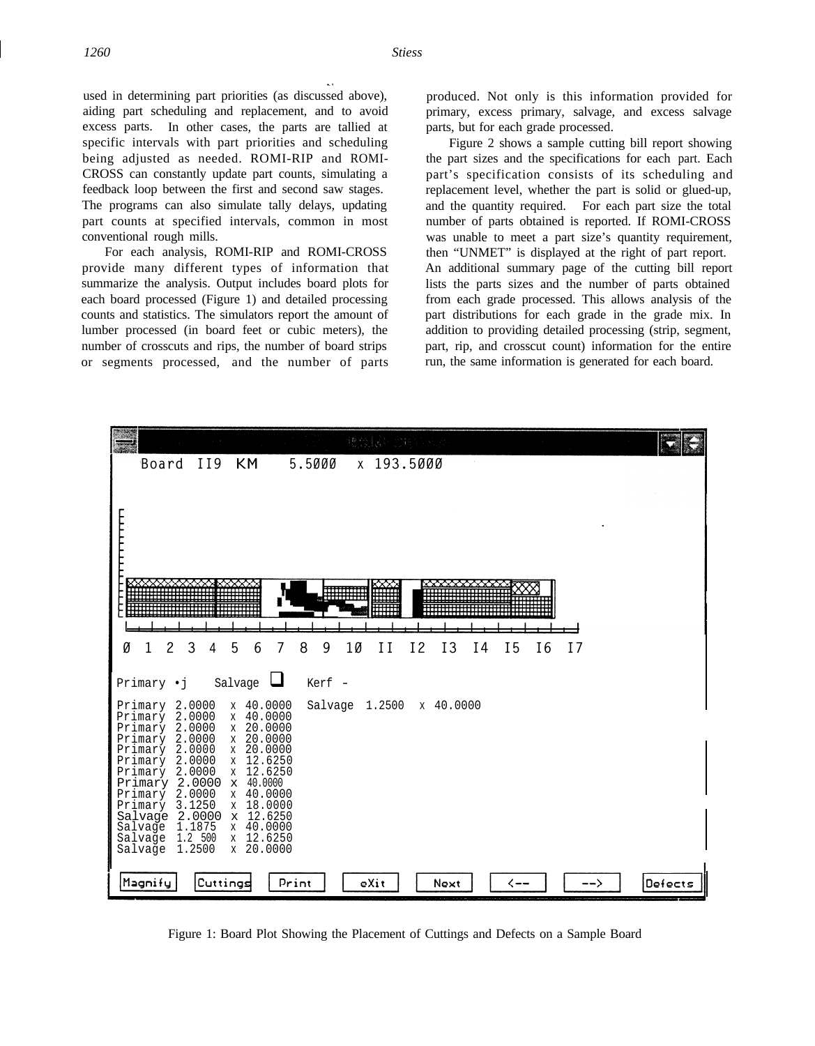used in determining part priorities (as discussed above), aiding part scheduling and replacement, and to avoid excess parts. In other cases, the parts are tallied at specific intervals with part priorities and scheduling being adjusted as needed. ROMI-RIP and ROMI-CROSS can constantly update part counts, simulating a feedback loop between the first and second saw stages. The programs can also simulate tally delays, updating part counts at specified intervals, common in most conventional rough mills.

For each analysis, ROMI-RIP and ROMI-CROSS provide many different types of information that summarize the analysis. Output includes board plots for each board processed (Figure 1) and detailed processing counts and statistics. The simulators report the amount of lumber processed (in board feet or cubic meters), the number of crosscuts and rips, the number of board strips or segments processed, and the number of parts produced. Not only is this information provided for primary, excess primary, salvage, and excess salvage parts, but for each grade processed.

Figure 2 shows a sample cutting bill report showing the part sizes and the specifications for each part. Each part's specification consists of its scheduling and replacement level, whether the part is solid or glued-up, and the quantity required. For each part size the total number of parts obtained is reported. If ROMI-CROSS was unable to meet a part size's quantity requirement, then "UNMET" is displayed at the right of part report. An additional summary page of the cutting bill report lists the parts sizes and the number of parts obtained from each grade processed. This allows analysis of the part distributions for each grade in the grade mix. In addition to providing detailed processing (strip, segment, part, rip, and crosscut count) information for the entire run, the same information is generated for each board.

```
Board II9 KM    5.5000  x 193.5000

0  1  2  3  4  5  6  7  8  9  10  11  12  13  14  15  16  17

Primary •j    Salvage ❑    Kerf -

Primary  2.0000  x 40.0000   Salvage  1.2500  x 40.0000
Primary  2.0000  x 40.0000
Primary  2.0000  x 20.0000
Primary  2.0000  x 20.0000
Primary  2.0000  x 20.0000
Primary  2.0000  x 12.6250
Primary  2.0000  x 12.6250
Primary  2.0000  x 40.0000
Primary  2.0000  x 40.0000
Primary  3.1250  x 18.0000
Salvage  2.0000  x 12.6250
Salvage  1.1875  x 40.0000
Salvage  1.2500  x 12.6250
Salvage  1.2500  x 20.0000

Magnify  Cuttings  Print  eXit  Next  <--  -->  Defects
```

Figure 1: Board Plot Showing the Placement of Cuttings and Defects on a Sample Board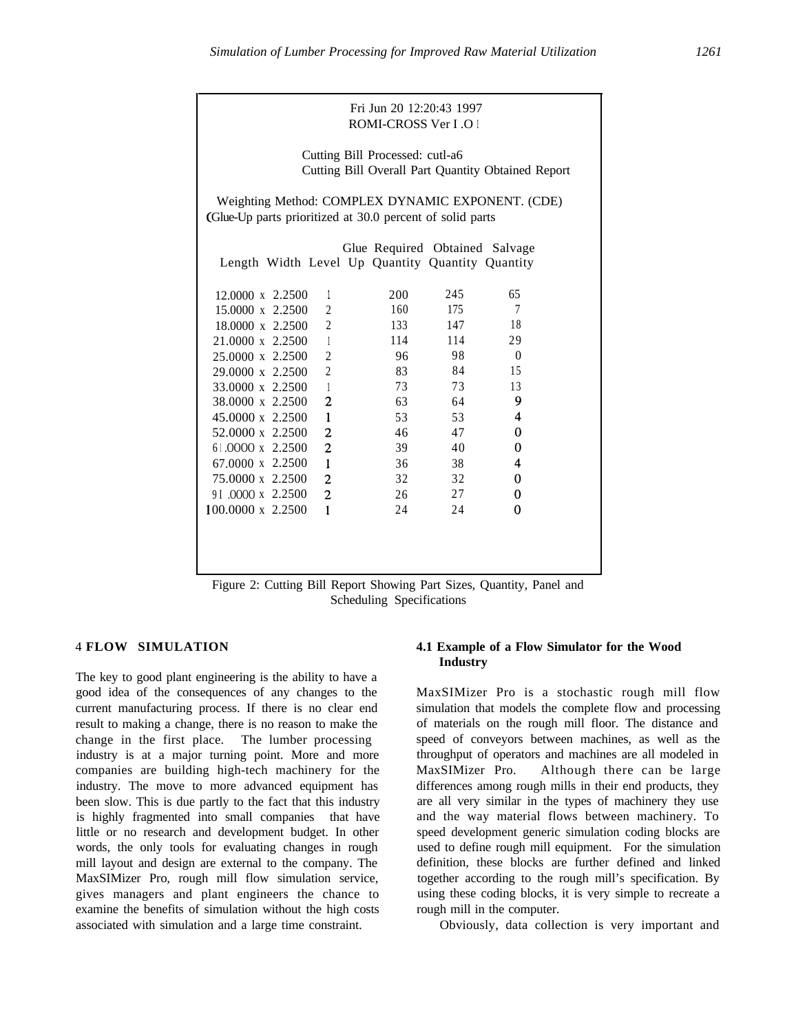Fri Jun 20 12:20:43 1997
ROMI-CROSS Ver I .O 1

Cutting Bill Processed: cutl-a6
Cutting Bill Overall Part Quantity Obtained Report

Weighting Method: COMPLEX DYNAMIC EXPONENT. (CDE)
(Glue-Up parts prioritized at 30.0 percent of solid parts

| Length Width | Glue Level Up | Required Quantity | Obtained Quantity | Salvage Quantity |
|---|---|---|---|---|
| 12.0000 x 2.2500 | 1 | 200 | 245 | 65 |
| 15.0000 x 2.2500 | 2 | 160 | 175 | 7 |
| 18.0000 x 2.2500 | 2 | 133 | 147 | 18 |
| 21.0000 x 2.2500 | 1 | 114 | 114 | 29 |
| 25.0000 x 2.2500 | 2 | 96 | 98 | 0 |
| 29.0000 x 2.2500 | 2 | 83 | 84 | 15 |
| 33.0000 x 2.2500 | 1 | 73 | 73 | 13 |
| 38.0000 x 2.2500 | 2 | 63 | 64 | 9 |
| 45.0000 x 2.2500 | 1 | 53 | 53 | 4 |
| 52.0000 x 2.2500 | 2 | 46 | 47 | 0 |
| 61.0000 x 2.2500 | 2 | 39 | 40 | 0 |
| 67.0000 x 2.2500 | 1 | 36 | 38 | 4 |
| 75.0000 x 2.2500 | 2 | 32 | 32 | 0 |
| 91.0000 x 2.2500 | 2 | 26 | 27 | 0 |
| 100.0000 x 2.2500 | 1 | 24 | 24 | 0 |

Figure 2: Cutting Bill Report Showing Part Sizes, Quantity, Panel and Scheduling Specifications

## 4 FLOW SIMULATION

The key to good plant engineering is the ability to have a good idea of the consequences of any changes to the current manufacturing process. If there is no clear end result to making a change, there is no reason to make the change in the first place. The lumber processing industry is at a major turning point. More and more companies are building high-tech machinery for the industry. The move to more advanced equipment has been slow. This is due partly to the fact that this industry is highly fragmented into small companies that have little or no research and development budget. In other words, the only tools for evaluating changes in rough mill layout and design are external to the company. The MaxSIMizer Pro, rough mill flow simulation service, gives managers and plant engineers the chance to examine the benefits of simulation without the high costs associated with simulation and a large time constraint.

### 4.1 Example of a Flow Simulator for the Wood Industry

MaxSIMizer Pro is a stochastic rough mill flow simulation that models the complete flow and processing of materials on the rough mill floor. The distance and speed of conveyors between machines, as well as the throughput of operators and machines are all modeled in MaxSIMizer Pro. Although there can be large differences among rough mills in their end products, they are all very similar in the types of machinery they use and the way material flows between machinery. To speed development generic simulation coding blocks are used to define rough mill equipment. For the simulation definition, these blocks are further defined and linked together according to the rough mill's specification. By using these coding blocks, it is very simple to recreate a rough mill in the computer.

Obviously, data collection is very important and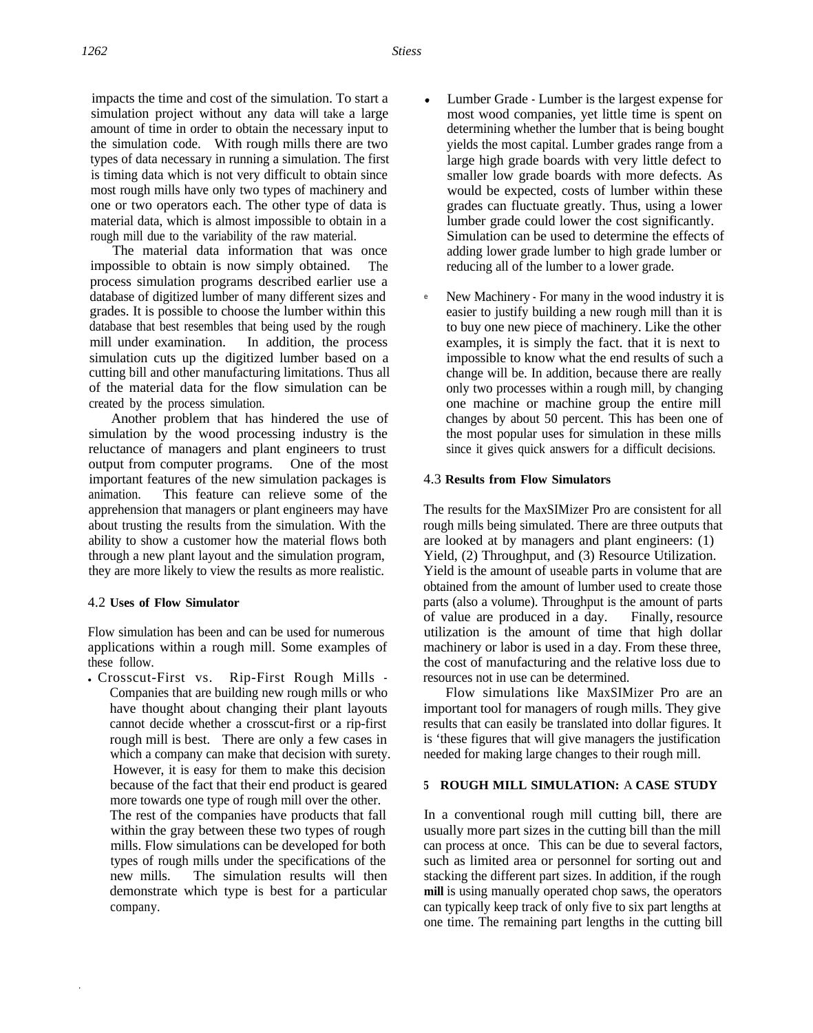impacts the time and cost of the simulation. To start a simulation project without any data will take a large amount of time in order to obtain the necessary input to the simulation code. With rough mills there are two types of data necessary in running a simulation. The first is timing data which is not very difficult to obtain since most rough mills have only two types of machinery and one or two operators each. The other type of data is material data, which is almost impossible to obtain in a rough mill due to the variability of the raw material.

The material data information that was once impossible to obtain is now simply obtained. The process simulation programs described earlier use a database of digitized lumber of many different sizes and grades. It is possible to choose the lumber within this database that best resembles that being used by the rough mill under examination. In addition, the process simulation cuts up the digitized lumber based on a cutting bill and other manufacturing limitations. Thus all of the material data for the flow simulation can be created by the process simulation.

Another problem that has hindered the use of simulation by the wood processing industry is the reluctance of managers and plant engineers to trust output from computer programs. One of the most important features of the new simulation packages is animation. This feature can relieve some of the apprehension that managers or plant engineers may have about trusting the results from the simulation. With the ability to show a customer how the material flows both through a new plant layout and the simulation program, they are more likely to view the results as more realistic.

### 4.2 Uses of Flow Simulator

Flow simulation has been and can be used for numerous applications within a rough mill. Some examples of these follow.

- Crosscut-First vs. Rip-First Rough Mills - Companies that are building new rough mills or who have thought about changing their plant layouts cannot decide whether a crosscut-first or a rip-first rough mill is best. There are only a few cases in which a company can make that decision with surety. However, it is easy for them to make this decision because of the fact that their end product is geared more towards one type of rough mill over the other. The rest of the companies have products that fall within the gray between these two types of rough mills. Flow simulations can be developed for both types of rough mills under the specifications of the new mills. The simulation results will then demonstrate which type is best for a particular company.
- Lumber Grade - Lumber is the largest expense for most wood companies, yet little time is spent on determining whether the lumber that is being bought yields the most capital. Lumber grades range from a large high grade boards with very little defect to smaller low grade boards with more defects. As would be expected, costs of lumber within these grades can fluctuate greatly. Thus, using a lower lumber grade could lower the cost significantly. Simulation can be used to determine the effects of adding lower grade lumber to high grade lumber or reducing all of the lumber to a lower grade.
- New Machinery - For many in the wood industry it is easier to justify building a new rough mill than it is to buy one new piece of machinery. Like the other examples, it is simply the fact. that it is next to impossible to know what the end results of such a change will be. In addition, because there are really only two processes within a rough mill, by changing one machine or machine group the entire mill changes by about 50 percent. This has been one of the most popular uses for simulation in these mills since it gives quick answers for a difficult decisions.

### 4.3 Results from Flow Simulators

The results for the MaxSIMizer Pro are consistent for all rough mills being simulated. There are three outputs that are looked at by managers and plant engineers: (1) Yield, (2) Throughput, and (3) Resource Utilization. Yield is the amount of useable parts in volume that are obtained from the amount of lumber used to create those parts (also a volume). Throughput is the amount of parts of value are produced in a day. Finally, resource utilization is the amount of time that high dollar machinery or labor is used in a day. From these three, the cost of manufacturing and the relative loss due to resources not in use can be determined.

Flow simulations like MaxSIMizer Pro are an important tool for managers of rough mills. They give results that can easily be translated into dollar figures. It is 'these figures that will give managers the justification needed for making large changes to their rough mill.

## 5 ROUGH MILL SIMULATION: A CASE STUDY

In a conventional rough mill cutting bill, there are usually more part sizes in the cutting bill than the mill can process at once. This can be due to several factors, such as limited area or personnel for sorting out and stacking the different part sizes. In addition, if the rough **mill** is using manually operated chop saws, the operators can typically keep track of only five to six part lengths at one time. The remaining part lengths in the cutting bill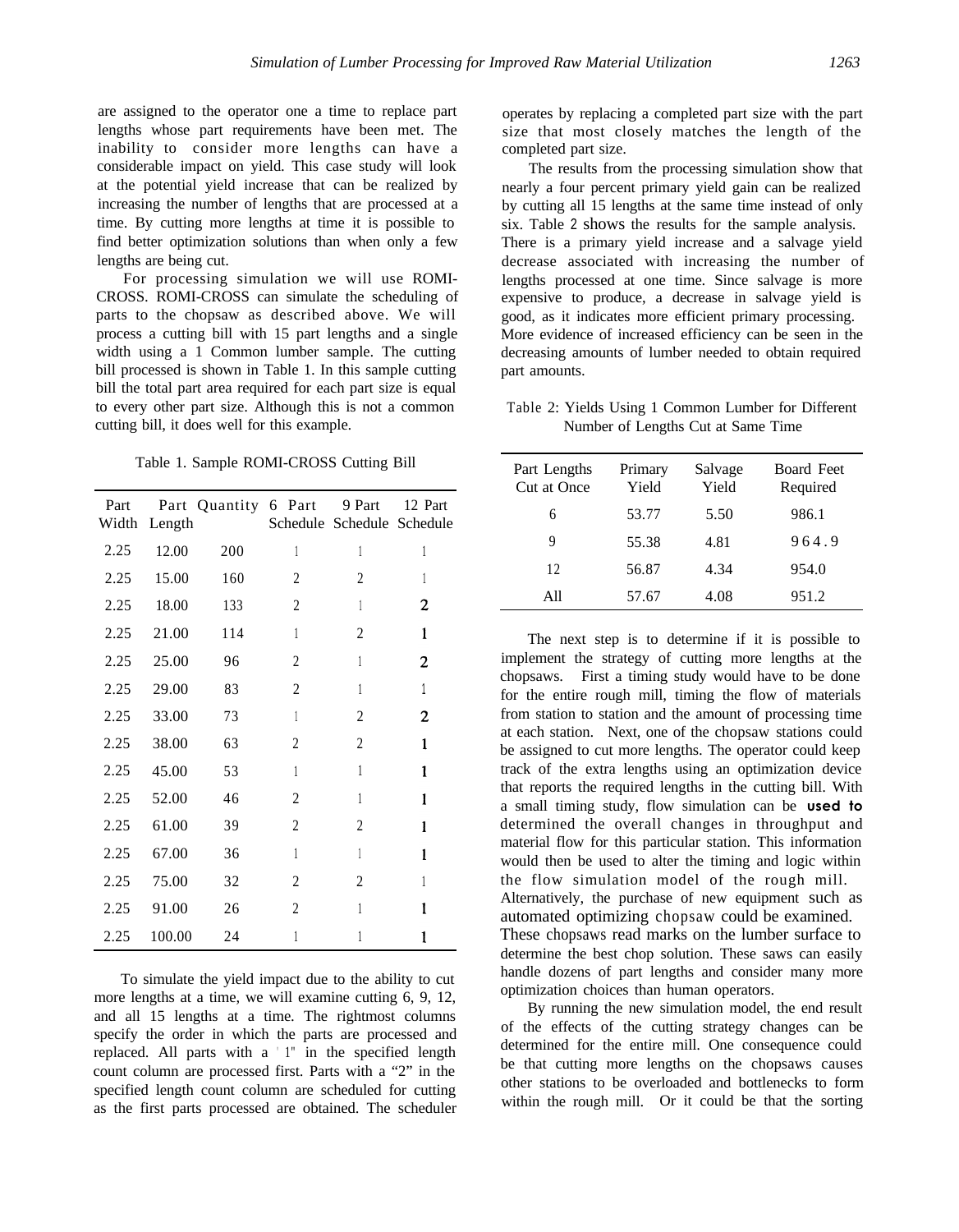are assigned to the operator one a time to replace part lengths whose part requirements have been met. The inability to consider more lengths can have a considerable impact on yield. This case study will look at the potential yield increase that can be realized by increasing the number of lengths that are processed at a time. By cutting more lengths at time it is possible to find better optimization solutions than when only a few lengths are being cut.

For processing simulation we will use ROMI-CROSS. ROMI-CROSS can simulate the scheduling of parts to the chopsaw as described above. We will process a cutting bill with 15 part lengths and a single width using a 1 Common lumber sample. The cutting bill processed is shown in Table 1. In this sample cutting bill the total part area required for each part size is equal to every other part size. Although this is not a common cutting bill, it does well for this example.

Table 1. Sample ROMI-CROSS Cutting Bill

| Part Width | Part Length | Quantity | 6 Part Schedule | 9 Part Schedule | 12 Part Schedule |
|---|---|---|---|---|---|
| 2.25 | 12.00 | 200 | 1 | 1 | 1 |
| 2.25 | 15.00 | 160 | 2 | 2 | 1 |
| 2.25 | 18.00 | 133 | 2 | 1 | 2 |
| 2.25 | 21.00 | 114 | 1 | 2 | 1 |
| 2.25 | 25.00 | 96 | 2 | 1 | 2 |
| 2.25 | 29.00 | 83 | 2 | 1 | 1 |
| 2.25 | 33.00 | 73 | 1 | 2 | 2 |
| 2.25 | 38.00 | 63 | 2 | 2 | 1 |
| 2.25 | 45.00 | 53 | 1 | 1 | 1 |
| 2.25 | 52.00 | 46 | 2 | 1 | 1 |
| 2.25 | 61.00 | 39 | 2 | 2 | 1 |
| 2.25 | 67.00 | 36 | 1 | 1 | 1 |
| 2.25 | 75.00 | 32 | 2 | 2 | 1 |
| 2.25 | 91.00 | 26 | 2 | 1 | 1 |
| 2.25 | 100.00 | 24 | 1 | 1 | 1 |

To simulate the yield impact due to the ability to cut more lengths at a time, we will examine cutting 6, 9, 12, and all 15 lengths at a time. The rightmost columns specify the order in which the parts are processed and replaced. All parts with a "1" in the specified length count column are processed first. Parts with a "2" in the specified length count column are scheduled for cutting as the first parts processed are obtained. The scheduler operates by replacing a completed part size with the part size that most closely matches the length of the completed part size.

The results from the processing simulation show that nearly a four percent primary yield gain can be realized by cutting all 15 lengths at the same time instead of only six. Table 2 shows the results for the sample analysis. There is a primary yield increase and a salvage yield decrease associated with increasing the number of lengths processed at one time. Since salvage is more expensive to produce, a decrease in salvage yield is good, as it indicates more efficient primary processing. More evidence of increased efficiency can be seen in the decreasing amounts of lumber needed to obtain required part amounts.

Table 2: Yields Using 1 Common Lumber for Different Number of Lengths Cut at Same Time

| Part Lengths Cut at Once | Primary Yield | Salvage Yield | Board Feet Required |
|---|---|---|---|
| 6 | 53.77 | 5.50 | 986.1 |
| 9 | 55.38 | 4.81 | 964.9 |
| 12 | 56.87 | 4.34 | 954.0 |
| All | 57.67 | 4.08 | 951.2 |

The next step is to determine if it is possible to implement the strategy of cutting more lengths at the chopsaws. First a timing study would have to be done for the entire rough mill, timing the flow of materials from station to station and the amount of processing time at each station. Next, one of the chopsaw stations could be assigned to cut more lengths. The operator could keep track of the extra lengths using an optimization device that reports the required lengths in the cutting bill. With a small timing study, flow simulation can be **used to** determined the overall changes in throughput and material flow for this particular station. This information would then be used to alter the timing and logic within the flow simulation model of the rough mill. Alternatively, the purchase of new equipment such as automated optimizing chopsaw could be examined. These chopsaws read marks on the lumber surface to determine the best chop solution. These saws can easily handle dozens of part lengths and consider many more optimization choices than human operators.

By running the new simulation model, the end result of the effects of the cutting strategy changes can be determined for the entire mill. One consequence could be that cutting more lengths on the chopsaws causes other stations to be overloaded and bottlenecks to form within the rough mill. Or it could be that the sorting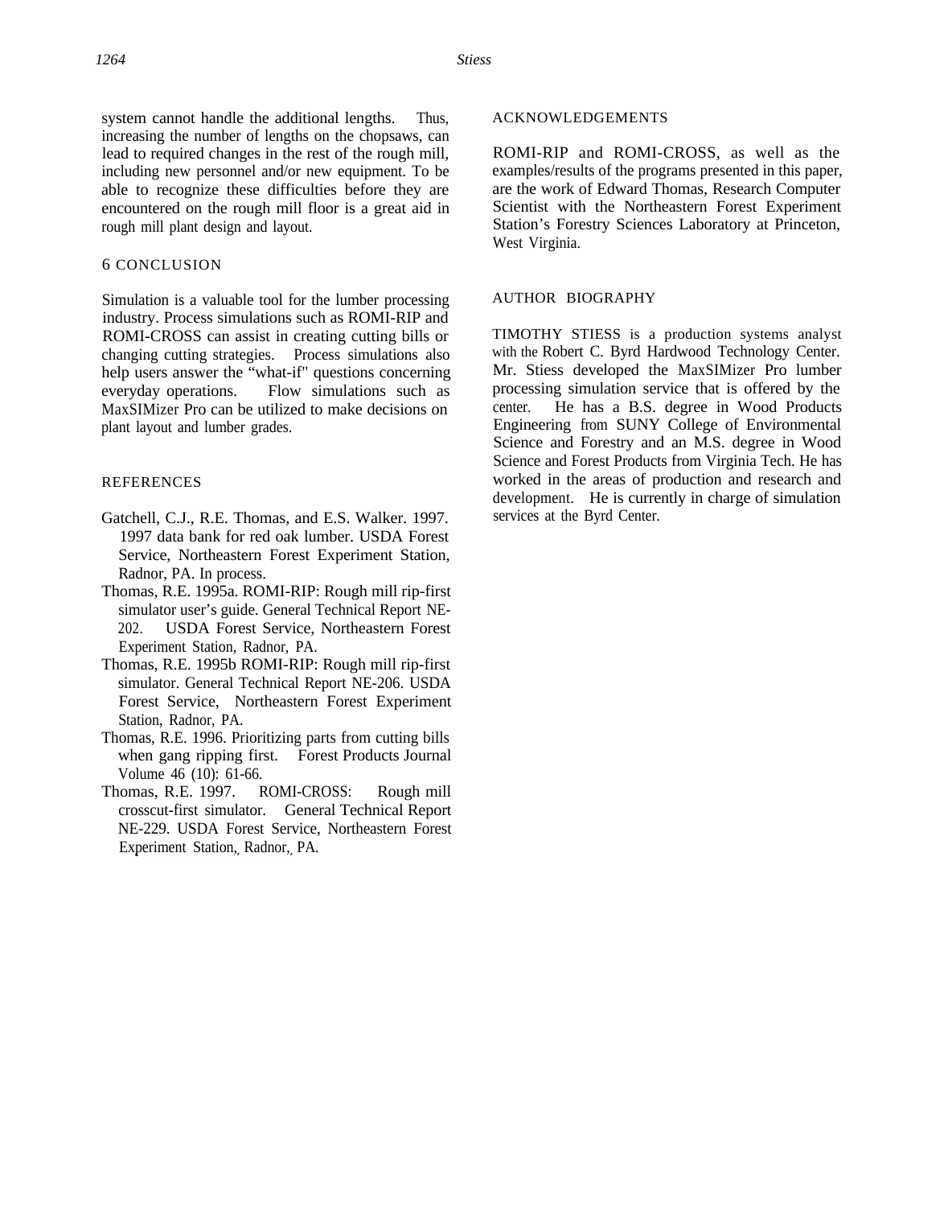system cannot handle the additional lengths. Thus, increasing the number of lengths on the chopsaws, can lead to required changes in the rest of the rough mill, including new personnel and/or new equipment. To be able to recognize these difficulties before they are encountered on the rough mill floor is a great aid in rough mill plant design and layout.

## 6 CONCLUSION

Simulation is a valuable tool for the lumber processing industry. Process simulations such as ROMI-RIP and ROMI-CROSS can assist in creating cutting bills or changing cutting strategies. Process simulations also help users answer the "what-if" questions concerning everyday operations. Flow simulations such as MaxSIMizer Pro can be utilized to make decisions on plant layout and lumber grades.

## REFERENCES

Gatchell, C.J., R.E. Thomas, and E.S. Walker. 1997. 1997 data bank for red oak lumber. USDA Forest Service, Northeastern Forest Experiment Station, Radnor, PA. In process.

Thomas, R.E. 1995a. ROMI-RIP: Rough mill rip-first simulator user's guide. General Technical Report NE-202. USDA Forest Service, Northeastern Forest Experiment Station, Radnor, PA.

Thomas, R.E. 1995b ROMI-RIP: Rough mill rip-first simulator. General Technical Report NE-206. USDA Forest Service, Northeastern Forest Experiment Station, Radnor, PA.

Thomas, R.E. 1996. Prioritizing parts from cutting bills when gang ripping first. Forest Products Journal Volume 46 (10): 61-66.

Thomas, R.E. 1997. ROMI-CROSS: Rough mill crosscut-first simulator. General Technical Report NE-229. USDA Forest Service, Northeastern Forest Experiment Station, Radnor, PA.

## ACKNOWLEDGEMENTS

ROMI-RIP and ROMI-CROSS, as well as the examples/results of the programs presented in this paper, are the work of Edward Thomas, Research Computer Scientist with the Northeastern Forest Experiment Station's Forestry Sciences Laboratory at Princeton, West Virginia.

## AUTHOR BIOGRAPHY

TIMOTHY STIESS is a production systems analyst with the Robert C. Byrd Hardwood Technology Center. Mr. Stiess developed the MaxSIMizer Pro lumber processing simulation service that is offered by the center. He has a B.S. degree in Wood Products Engineering from SUNY College of Environmental Science and Forestry and an M.S. degree in Wood Science and Forest Products from Virginia Tech. He has worked in the areas of production and research and development. He is currently in charge of simulation services at the Byrd Center.